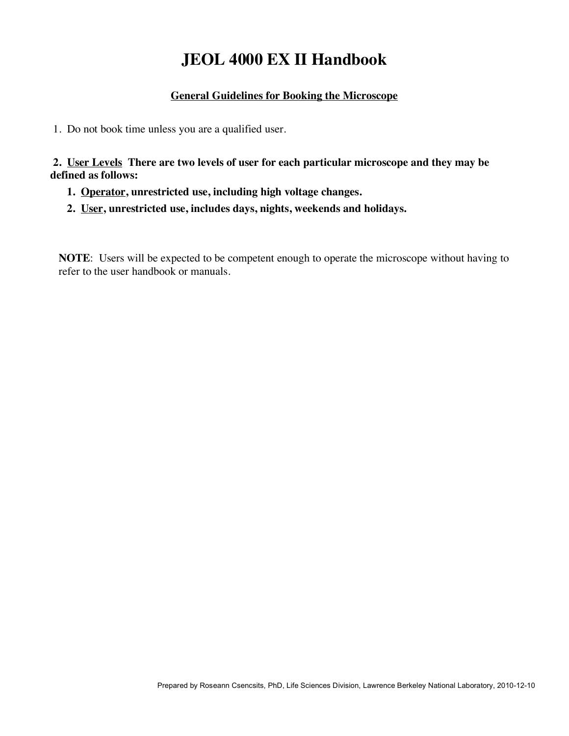# JEOL 4000 EX II Handbook

## General Guidelines for Booking the Microscope

1. Do not book time unless you are a qualified user.

2. **User Levels There are two levels of user for each particular microscope and they may be defined as follows:**
   1. **Operator, unrestricted use, including high voltage changes.**
   2. **User, unrestricted use, includes days, nights, weekends and holidays.**

**NOTE**: Users will be expected to be competent enough to operate the microscope without having to refer to the user handbook or manuals.

Prepared by Roseann Csencsits, PhD, Life Sciences Division, Lawrence Berkeley National Laboratory, 2010-12-10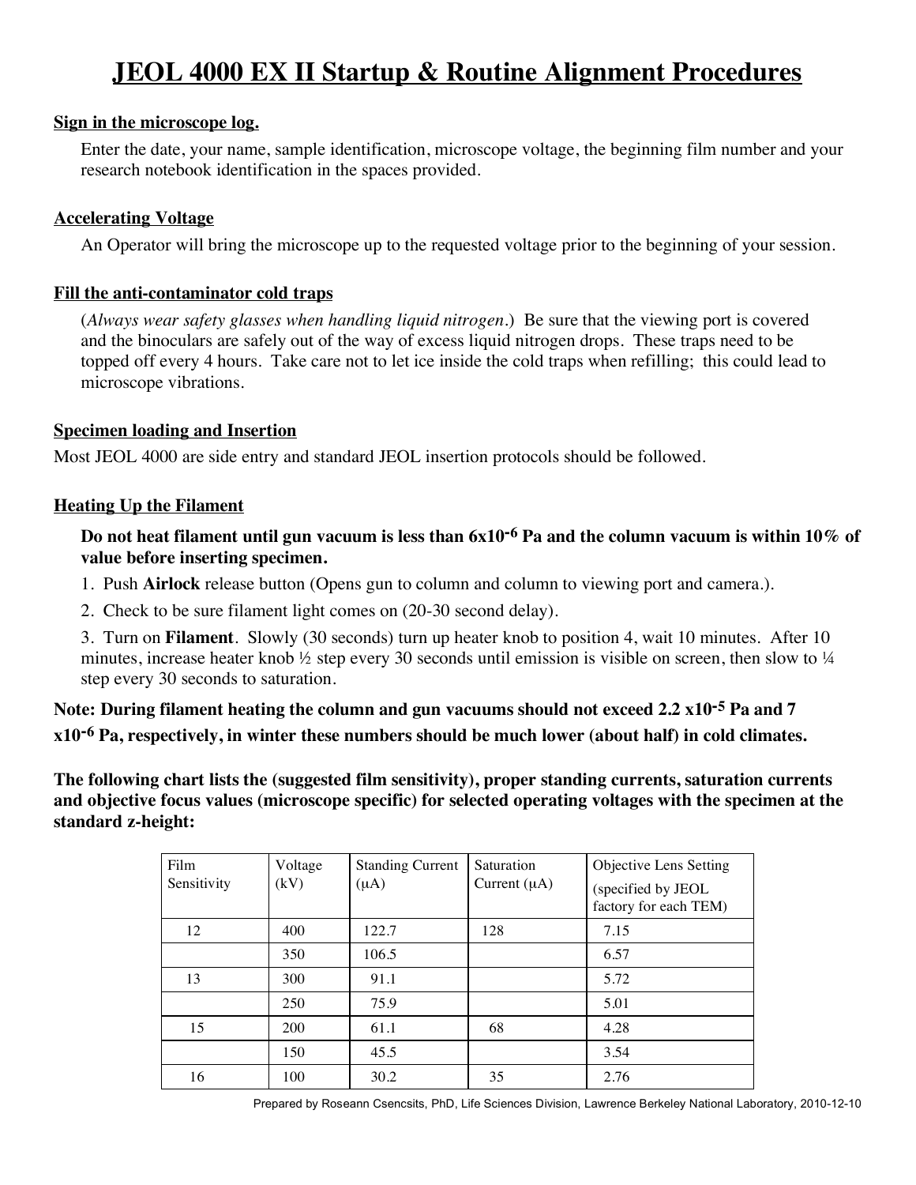# JEOL 4000 EX II Startup & Routine Alignment Procedures

**Sign in the microscope log.**

Enter the date, your name, sample identification, microscope voltage, the beginning film number and your research notebook identification in the spaces provided.

**Accelerating Voltage**

An Operator will bring the microscope up to the requested voltage prior to the beginning of your session.

**Fill the anti-contaminator cold traps**

(*Always wear safety glasses when handling liquid nitrogen*.) Be sure that the viewing port is covered and the binoculars are safely out of the way of excess liquid nitrogen drops. These traps need to be topped off every 4 hours. Take care not to let ice inside the cold traps when refilling; this could lead to microscope vibrations.

**Specimen loading and Insertion**

Most JEOL 4000 are side entry and standard JEOL insertion protocols should be followed.

**Heating Up the Filament**

**Do not heat filament until gun vacuum is less than $6 \times 10^{-6}$ Pa and the column vacuum is within 10% of value before inserting specimen.**

1. Push **Airlock** release button (Opens gun to column and column to viewing port and camera.).
2. Check to be sure filament light comes on (20-30 second delay).
3. Turn on **Filament**. Slowly (30 seconds) turn up heater knob to position 4, wait 10 minutes. After 10 minutes, increase heater knob ½ step every 30 seconds until emission is visible on screen, then slow to ¼ step every 30 seconds to saturation.

**Note: During filament heating the column and gun vacuums should not exceed $2.2 \times 10^{-5}$ Pa and $7 \times 10^{-6}$ Pa, respectively, in winter these numbers should be much lower (about half) in cold climates.**

**The following chart lists the (suggested film sensitivity), proper standing currents, saturation currents and objective focus values (microscope specific) for selected operating voltages with the specimen at the standard z-height:**

| Film Sensitivity | Voltage (kV) | Standing Current (μA) | Saturation Current (μA) | Objective Lens Setting (specified by JEOL factory for each TEM) |
|---|---|---|---|---|
| 12 | 400 | 122.7 | 128 | 7.15 |
| | 350 | 106.5 | | 6.57 |
| 13 | 300 | 91.1 | | 5.72 |
| | 250 | 75.9 | | 5.01 |
| 15 | 200 | 61.1 | 68 | 4.28 |
| | 150 | 45.5 | | 3.54 |
| 16 | 100 | 30.2 | 35 | 2.76 |

Prepared by Roseann Csencsits, PhD, Life Sciences Division, Lawrence Berkeley National Laboratory, 2010-12-10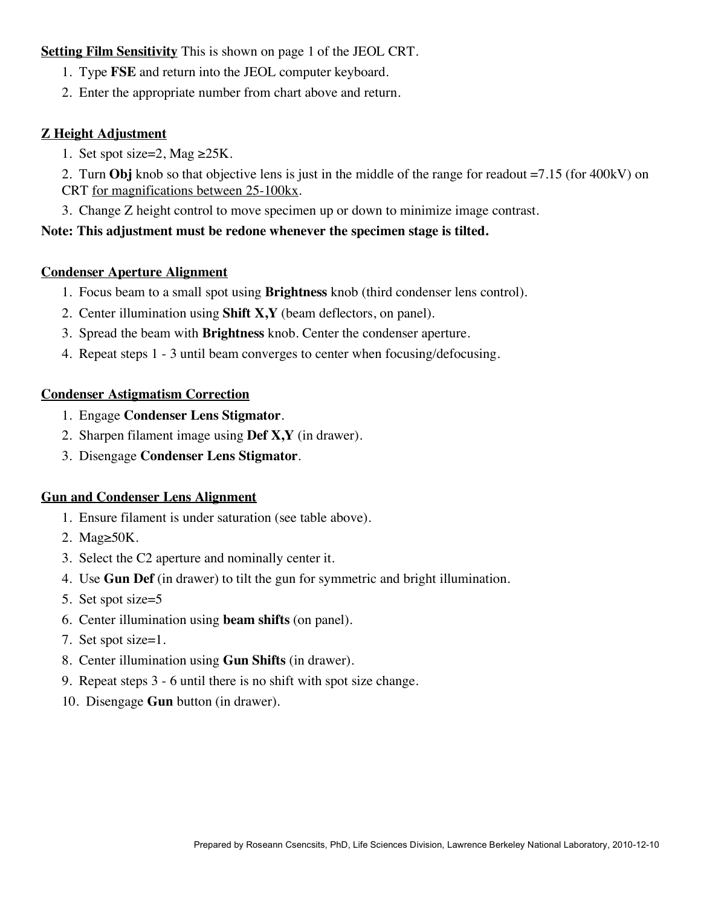**<u>Setting Film Sensitivity</u>** This is shown on page 1 of the JEOL CRT.

1. Type **FSE** and return into the JEOL computer keyboard.
2. Enter the appropriate number from chart above and return.

**<u>Z Height Adjustment</u>**

1. Set spot size=2, Mag ≥25K.
2. Turn **Obj** knob so that objective lens is just in the middle of the range for readout =7.15 (for 400kV) on CRT <u>for magnifications between 25-100kx</u>.
3. Change Z height control to move specimen up or down to minimize image contrast.

**Note: This adjustment must be redone whenever the specimen stage is tilted.**

**<u>Condenser Aperture Alignment</u>**

1. Focus beam to a small spot using **Brightness** knob (third condenser lens control).
2. Center illumination using **Shift X,Y** (beam deflectors, on panel).
3. Spread the beam with **Brightness** knob. Center the condenser aperture.
4. Repeat steps 1 - 3 until beam converges to center when focusing/defocusing.

**<u>Condenser Astigmatism Correction</u>**

1. Engage **Condenser Lens Stigmator**.
2. Sharpen filament image using **Def X,Y** (in drawer).
3. Disengage **Condenser Lens Stigmator**.

**<u>Gun and Condenser Lens Alignment</u>**

1. Ensure filament is under saturation (see table above).
2. Mag≥50K.
3. Select the C2 aperture and nominally center it.
4. Use **Gun Def** (in drawer) to tilt the gun for symmetric and bright illumination.
5. Set spot size=5
6. Center illumination using **beam shifts** (on panel).
7. Set spot size=1.
8. Center illumination using **Gun Shifts** (in drawer).
9. Repeat steps 3 - 6 until there is no shift with spot size change.
10. Disengage **Gun** button (in drawer).

Prepared by Roseann Csencsits, PhD, Life Sciences Division, Lawrence Berkeley National Laboratory, 2010-12-10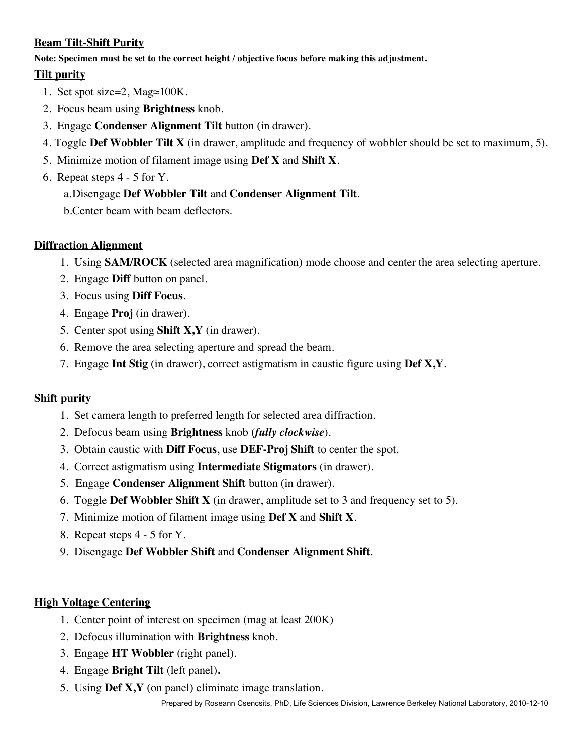## Beam Tilt-Shift Purity

**Note: Specimen must be set to the correct height / objective focus before making this adjustment.**

### Tilt purity

1. Set spot size=2, Mag≈100K.
2. Focus beam using **Brightness** knob.
3. Engage **Condenser Alignment Tilt** button (in drawer).
4. Toggle **Def Wobbler Tilt X** (in drawer, amplitude and frequency of wobbler should be set to maximum, 5).
5. Minimize motion of filament image using **Def X** and **Shift X**.
6. Repeat steps 4 - 5 for Y.
   a. Disengage **Def Wobbler Tilt** and **Condenser Alignment Tilt**.
   b. Center beam with beam deflectors.

## Diffraction Alignment

1. Using **SAM/ROCK** (selected area magnification) mode choose and center the area selecting aperture.
2. Engage **Diff** button on panel.
3. Focus using **Diff Focus**.
4. Engage **Proj** (in drawer).
5. Center spot using **Shift X,Y** (in drawer).
6. Remove the area selecting aperture and spread the beam.
7. Engage **Int Stig** (in drawer), correct astigmatism in caustic figure using **Def X,Y**.

## Shift purity

1. Set camera length to preferred length for selected area diffraction.
2. Defocus beam using **Brightness** knob (***fully clockwise***).
3. Obtain caustic with **Diff Focus**, use **DEF-Proj Shift** to center the spot.
4. Correct astigmatism using **Intermediate Stigmators** (in drawer).
5. Engage **Condenser Alignment Shift** button (in drawer).
6. Toggle **Def Wobbler Shift X** (in drawer, amplitude set to 3 and frequency set to 5).
7. Minimize motion of filament image using **Def X** and **Shift X**.
8. Repeat steps 4 - 5 for Y.
9. Disengage **Def Wobbler Shift** and **Condenser Alignment Shift**.

## High Voltage Centering

1. Center point of interest on specimen (mag at least 200K)
2. Defocus illumination with **Brightness** knob.
3. Engage **HT Wobbler** (right panel).
4. Engage **Bright Tilt** (left panel)**.**
5. Using **Def X,Y** (on panel) eliminate image translation.

Prepared by Roseann Csencsits, PhD, Life Sciences Division, Lawrence Berkeley National Laboratory, 2010-12-10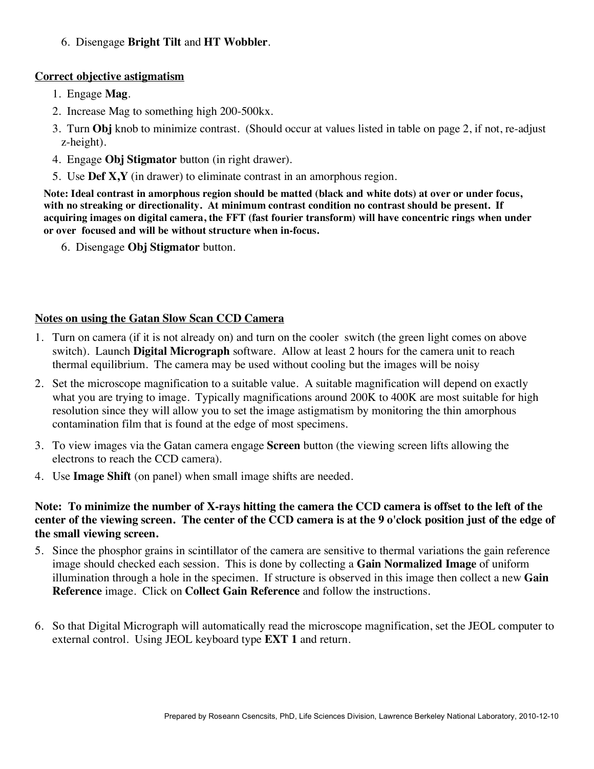6. Disengage **Bright Tilt** and **HT Wobbler**.

**Correct objective astigmatism**

1. Engage **Mag**.
2. Increase Mag to something high 200-500kx.
3. Turn **Obj** knob to minimize contrast. (Should occur at values listed in table on page 2, if not, re-adjust z-height).
4. Engage **Obj Stigmator** button (in right drawer).
5. Use **Def X,Y** (in drawer) to eliminate contrast in an amorphous region.

**Note: Ideal contrast in amorphous region should be matted (black and white dots) at over or under focus, with no streaking or directionality. At minimum contrast condition no contrast should be present. If acquiring images on digital camera, the FFT (fast fourier transform) will have concentric rings when under or over focused and will be without structure when in-focus.**

6. Disengage **Obj Stigmator** button.

**Notes on using the Gatan Slow Scan CCD Camera**

1. Turn on camera (if it is not already on) and turn on the cooler switch (the green light comes on above switch). Launch **Digital Micrograph** software. Allow at least 2 hours for the camera unit to reach thermal equilibrium. The camera may be used without cooling but the images will be noisy
2. Set the microscope magnification to a suitable value. A suitable magnification will depend on exactly what you are trying to image. Typically magnifications around 200K to 400K are most suitable for high resolution since they will allow you to set the image astigmatism by monitoring the thin amorphous contamination film that is found at the edge of most specimens.
3. To view images via the Gatan camera engage **Screen** button (the viewing screen lifts allowing the electrons to reach the CCD camera).
4. Use **Image Shift** (on panel) when small image shifts are needed.

**Note: To minimize the number of X-rays hitting the camera the CCD camera is offset to the left of the center of the viewing screen. The center of the CCD camera is at the 9 o'clock position just of the edge of the small viewing screen.**

5. Since the phosphor grains in scintillator of the camera are sensitive to thermal variations the gain reference image should checked each session. This is done by collecting a **Gain Normalized Image** of uniform illumination through a hole in the specimen. If structure is observed in this image then collect a new **Gain Reference** image. Click on **Collect Gain Reference** and follow the instructions.

6. So that Digital Micrograph will automatically read the microscope magnification, set the JEOL computer to external control. Using JEOL keyboard type **EXT 1** and return.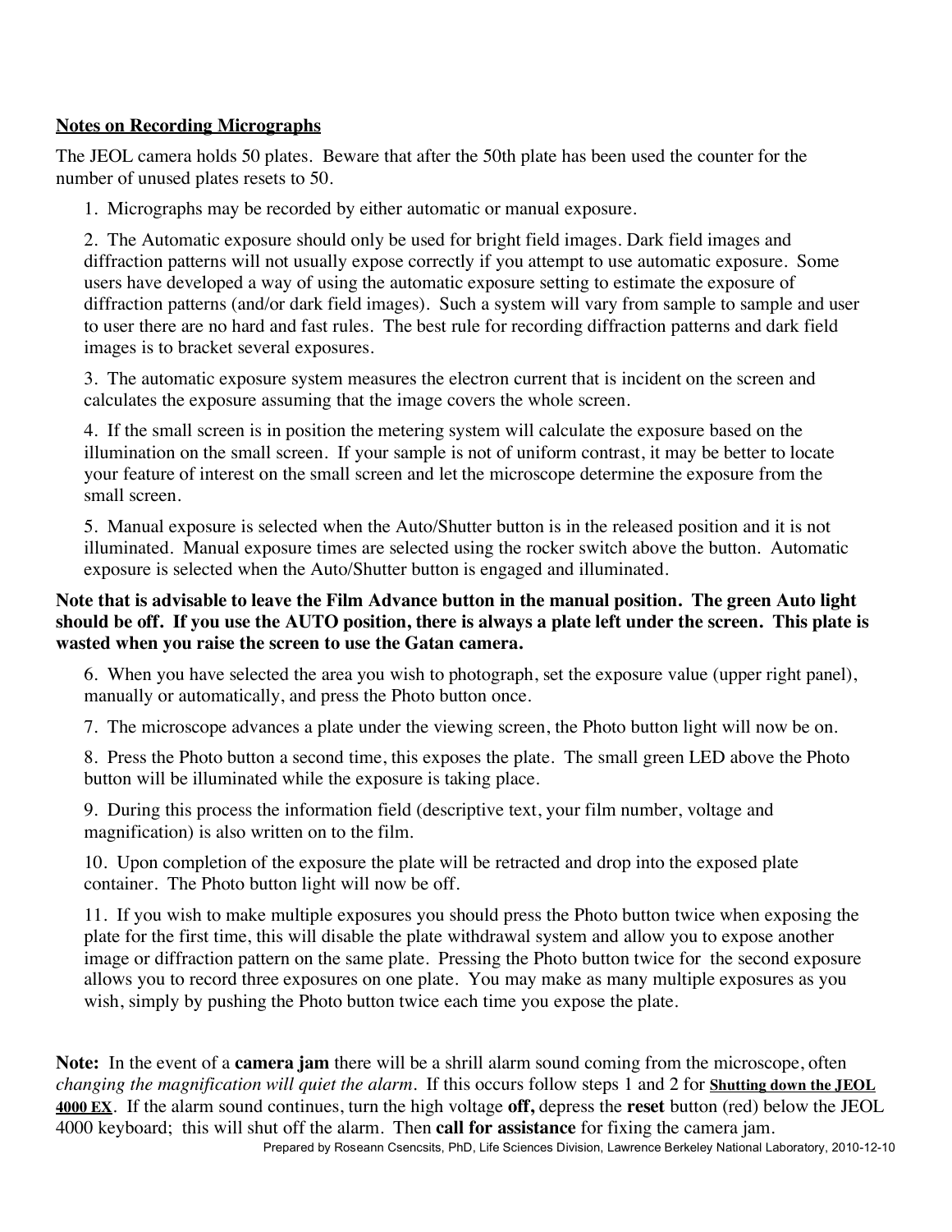## Notes on Recording Micrographs

The JEOL camera holds 50 plates. Beware that after the 50th plate has been used the counter for the number of unused plates resets to 50.

1. Micrographs may be recorded by either automatic or manual exposure.

2. The Automatic exposure should only be used for bright field images. Dark field images and diffraction patterns will not usually expose correctly if you attempt to use automatic exposure. Some users have developed a way of using the automatic exposure setting to estimate the exposure of diffraction patterns (and/or dark field images). Such a system will vary from sample to sample and user to user there are no hard and fast rules. The best rule for recording diffraction patterns and dark field images is to bracket several exposures.

3. The automatic exposure system measures the electron current that is incident on the screen and calculates the exposure assuming that the image covers the whole screen.

4. If the small screen is in position the metering system will calculate the exposure based on the illumination on the small screen. If your sample is not of uniform contrast, it may be better to locate your feature of interest on the small screen and let the microscope determine the exposure from the small screen.

5. Manual exposure is selected when the Auto/Shutter button is in the released position and it is not illuminated. Manual exposure times are selected using the rocker switch above the button. Automatic exposure is selected when the Auto/Shutter button is engaged and illuminated.

**Note that is advisable to leave the Film Advance button in the manual position. The green Auto light should be off. If you use the AUTO position, there is always a plate left under the screen. This plate is wasted when you raise the screen to use the Gatan camera.**

6. When you have selected the area you wish to photograph, set the exposure value (upper right panel), manually or automatically, and press the Photo button once.

7. The microscope advances a plate under the viewing screen, the Photo button light will now be on.

8. Press the Photo button a second time, this exposes the plate. The small green LED above the Photo button will be illuminated while the exposure is taking place.

9. During this process the information field (descriptive text, your film number, voltage and magnification) is also written on to the film.

10. Upon completion of the exposure the plate will be retracted and drop into the exposed plate container. The Photo button light will now be off.

11. If you wish to make multiple exposures you should press the Photo button twice when exposing the plate for the first time, this will disable the plate withdrawal system and allow you to expose another image or diffraction pattern on the same plate. Pressing the Photo button twice for the second exposure allows you to record three exposures on one plate. You may make as many multiple exposures as you wish, simply by pushing the Photo button twice each time you expose the plate.

**Note:** In the event of a **camera jam** there will be a shrill alarm sound coming from the microscope, often *changing the magnification will quiet the alarm*. If this occurs follow steps 1 and 2 for **Shutting down the JEOL 4000 EX**. If the alarm sound continues, turn the high voltage **off,** depress the **reset** button (red) below the JEOL 4000 keyboard; this will shut off the alarm. Then **call for assistance** for fixing the camera jam.

Prepared by Roseann Csencsits, PhD, Life Sciences Division, Lawrence Berkeley National Laboratory, 2010-12-10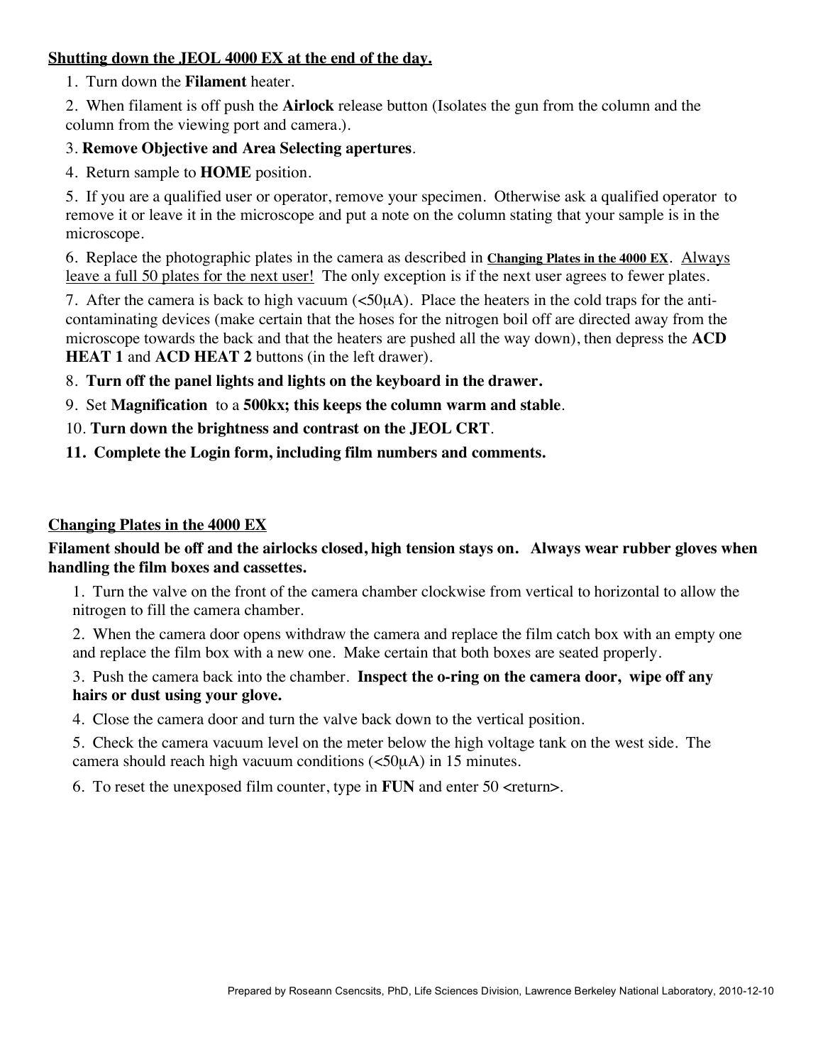## Shutting down the JEOL 4000 EX at the end of the day.

1. Turn down the **Filament** heater.
2. When filament is off push the **Airlock** release button (Isolates the gun from the column and the column from the viewing port and camera.).
3. **Remove Objective and Area Selecting apertures**.
4. Return sample to **HOME** position.
5. If you are a qualified user or operator, remove your specimen. Otherwise ask a qualified operator to remove it or leave it in the microscope and put a note on the column stating that your sample is in the microscope.
6. Replace the photographic plates in the camera as described in **Changing Plates in the 4000 EX**. Always leave a full 50 plates for the next user! The only exception is if the next user agrees to fewer plates.
7. After the camera is back to high vacuum (<50μA). Place the heaters in the cold traps for the anti-contaminating devices (make certain that the hoses for the nitrogen boil off are directed away from the microscope towards the back and that the heaters are pushed all the way down), then depress the **ACD HEAT 1** and **ACD HEAT 2** buttons (in the left drawer).
8. **Turn off the panel lights and lights on the keyboard in the drawer.**
9. Set **Magnification** to a **500kx; this keeps the column warm and stable**.
10. **Turn down the brightness and contrast on the JEOL CRT**.
11. **Complete the Login form, including film numbers and comments.**

## Changing Plates in the 4000 EX

**Filament should be off and the airlocks closed, high tension stays on. Always wear rubber gloves when handling the film boxes and cassettes.**

1. Turn the valve on the front of the camera chamber clockwise from vertical to horizontal to allow the nitrogen to fill the camera chamber.
2. When the camera door opens withdraw the camera and replace the film catch box with an empty one and replace the film box with a new one. Make certain that both boxes are seated properly.
3. Push the camera back into the chamber. **Inspect the o-ring on the camera door, wipe off any hairs or dust using your glove.**
4. Close the camera door and turn the valve back down to the vertical position.
5. Check the camera vacuum level on the meter below the high voltage tank on the west side. The camera should reach high vacuum conditions (<50μA) in 15 minutes.
6. To reset the unexposed film counter, type in **FUN** and enter 50 <return>.

Prepared by Roseann Csencsits, PhD, Life Sciences Division, Lawrence Berkeley National Laboratory, 2010-12-10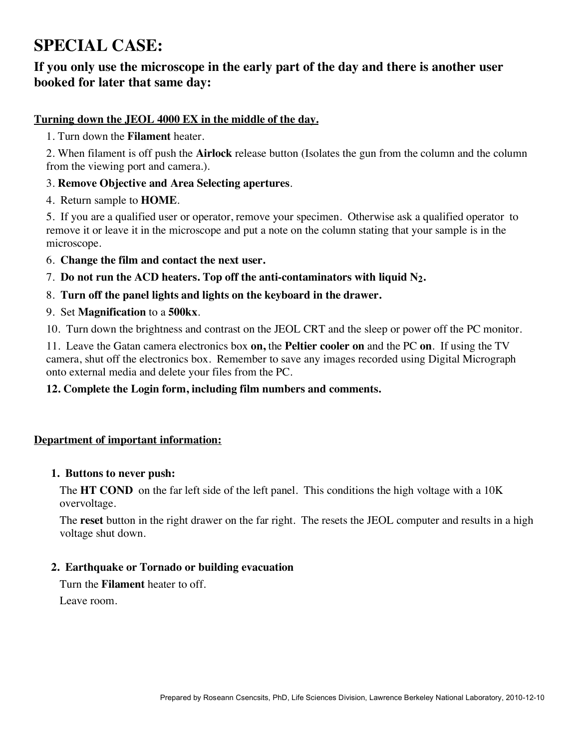# SPECIAL CASE:

## If you only use the microscope in the early part of the day and there is another user booked for later that same day:

**Turning down the JEOL 4000 EX in the middle of the day.**

1. Turn down the **Filament** heater.
2. When filament is off push the **Airlock** release button (Isolates the gun from the column and the column from the viewing port and camera.).
3. **Remove Objective and Area Selecting apertures**.
4. Return sample to **HOME**.
5. If you are a qualified user or operator, remove your specimen. Otherwise ask a qualified operator to remove it or leave it in the microscope and put a note on the column stating that your sample is in the microscope.
6. **Change the film and contact the next user.**
7. **Do not run the ACD heaters. Top off the anti-contaminators with liquid $N_2$.**
8. **Turn off the panel lights and lights on the keyboard in the drawer.**
9. Set **Magnification** to a **500kx**.
10. Turn down the brightness and contrast on the JEOL CRT and the sleep or power off the PC monitor.
11. Leave the Gatan camera electronics box **on,** the **Peltier cooler on** and the PC **on**. If using the TV camera, shut off the electronics box. Remember to save any images recorded using Digital Micrograph onto external media and delete your files from the PC.
12. **Complete the Login form, including film numbers and comments.**

**Department of important information:**

1. **Buttons to never push:**

   The **HT COND** on the far left side of the left panel. This conditions the high voltage with a 10K overvoltage.

   The **reset** button in the right drawer on the far right. The resets the JEOL computer and results in a high voltage shut down.

2. **Earthquake or Tornado or building evacuation**

   Turn the **Filament** heater to off.

   Leave room.

Prepared by Roseann Csencsits, PhD, Life Sciences Division, Lawrence Berkeley National Laboratory, 2010-12-10